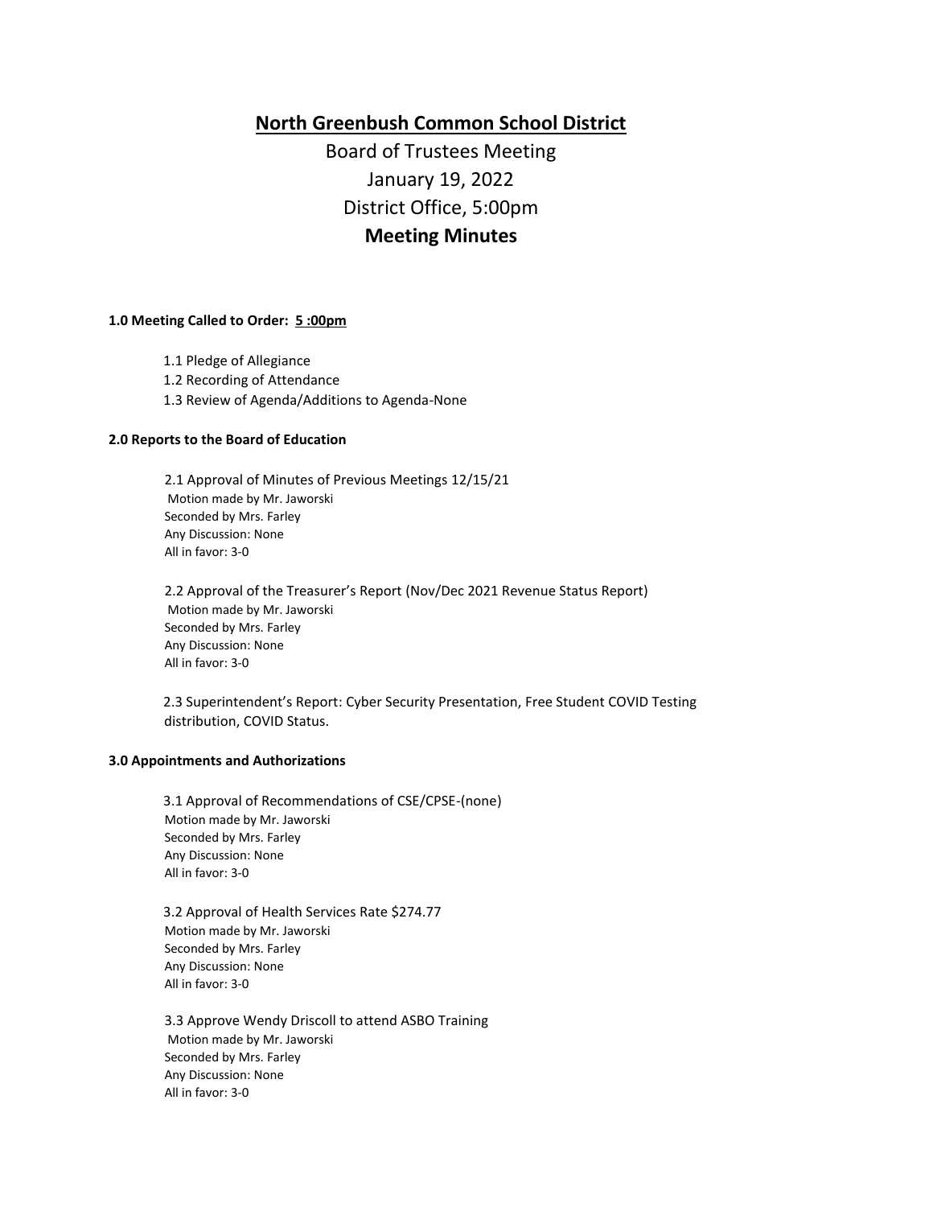# North Greenbush Common School District

Board of Trustees Meeting
January 19, 2022
District Office, 5:00pm

**Meeting Minutes**

**1.0 Meeting Called to Order: 5 :00pm**

1.1 Pledge of Allegiance
1.2 Recording of Attendance
1.3 Review of Agenda/Additions to Agenda-None

**2.0 Reports to the Board of Education**

2.1 Approval of Minutes of Previous Meetings 12/15/21
Motion made by Mr. Jaworski
Seconded by Mrs. Farley
Any Discussion: None
All in favor: 3-0

2.2 Approval of the Treasurer's Report (Nov/Dec 2021 Revenue Status Report)
Motion made by Mr. Jaworski
Seconded by Mrs. Farley
Any Discussion: None
All in favor: 3-0

2.3 Superintendent's Report: Cyber Security Presentation, Free Student COVID Testing distribution, COVID Status.

**3.0 Appointments and Authorizations**

3.1 Approval of Recommendations of CSE/CPSE-(none)
Motion made by Mr. Jaworski
Seconded by Mrs. Farley
Any Discussion: None
All in favor: 3-0

3.2 Approval of Health Services Rate $274.77
Motion made by Mr. Jaworski
Seconded by Mrs. Farley
Any Discussion: None
All in favor: 3-0

3.3 Approve Wendy Driscoll to attend ASBO Training
Motion made by Mr. Jaworski
Seconded by Mrs. Farley
Any Discussion: None
All in favor: 3-0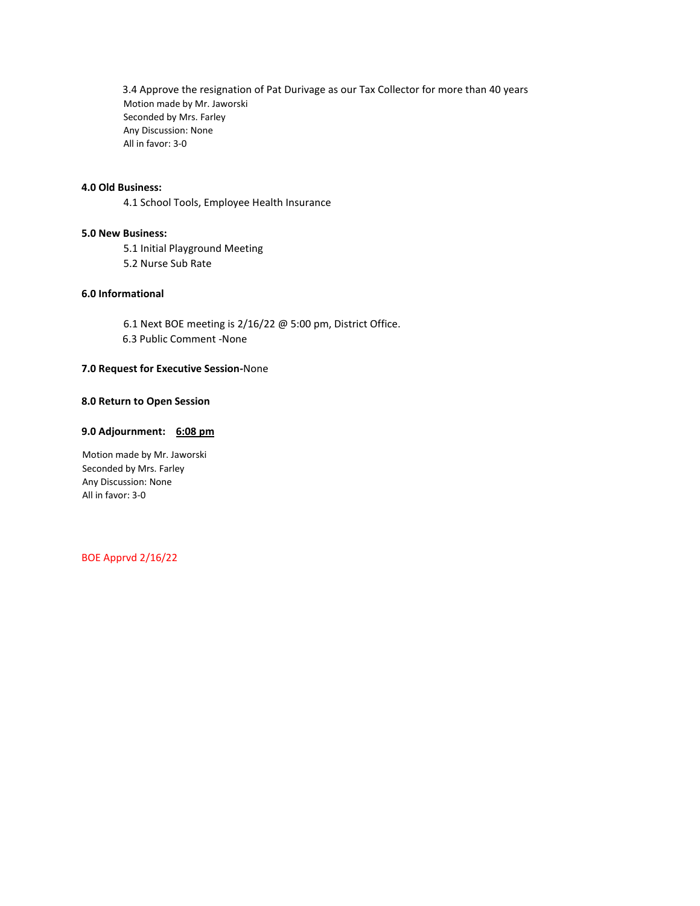3.4 Approve the resignation of Pat Durivage as our Tax Collector for more than 40 years
Motion made by Mr. Jaworski
Seconded by Mrs. Farley
Any Discussion: None
All in favor: 3-0

**4.0 Old Business:**

4.1 School Tools, Employee Health Insurance

**5.0 New Business:**

5.1 Initial Playground Meeting
5.2 Nurse Sub Rate

**6.0 Informational**

6.1 Next BOE meeting is 2/16/22 @ 5:00 pm, District Office.
6.3 Public Comment -None

**7.0 Request for Executive Session-**None

**8.0 Return to Open Session**

**9.0 Adjournment:** **6:08 pm**

Motion made by Mr. Jaworski
Seconded by Mrs. Farley
Any Discussion: None
All in favor: 3-0

BOE Apprvd 2/16/22